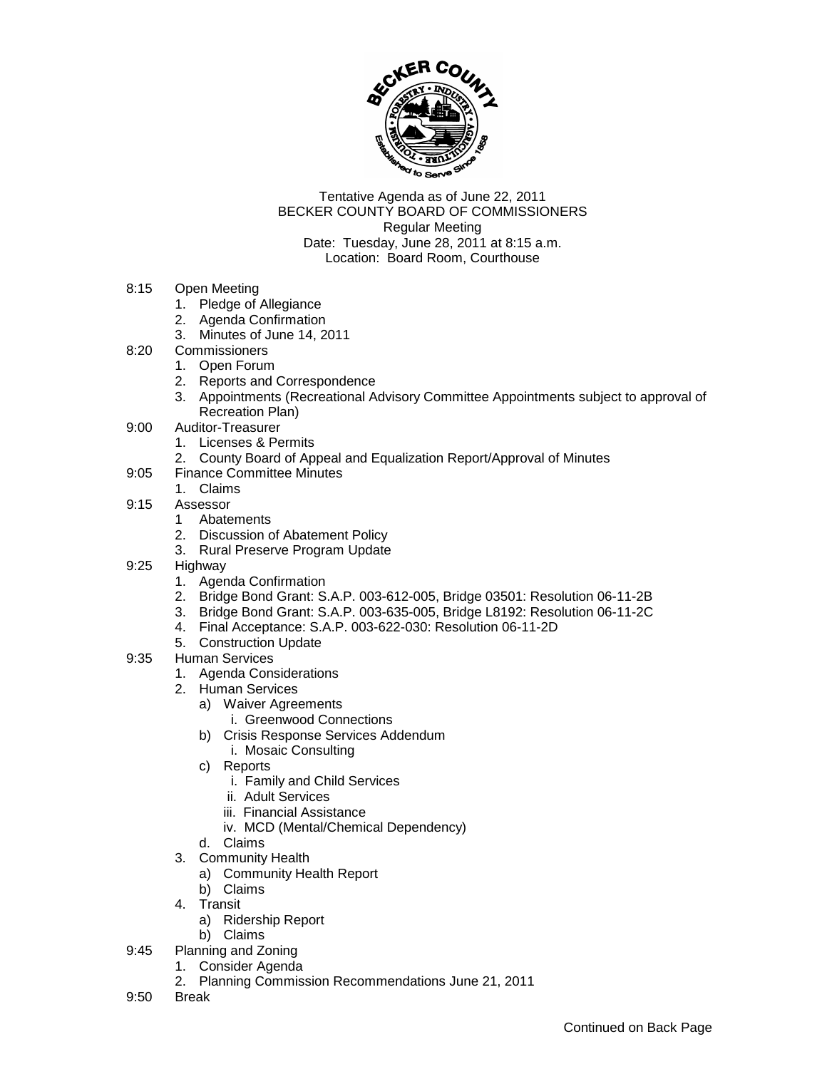Tentative Agenda as of June 22, 2011
BECKER COUNTY BOARD OF COMMISSIONERS
Regular Meeting
Date: Tuesday, June 28, 2011 at 8:15 a.m.
Location: Board Room, Courthouse

8:15 Open Meeting
1. Pledge of Allegiance
2. Agenda Confirmation
3. Minutes of June 14, 2011

8:20 Commissioners
1. Open Forum
2. Reports and Correspondence
3. Appointments (Recreational Advisory Committee Appointments subject to approval of Recreation Plan)

9:00 Auditor-Treasurer
1. Licenses & Permits
2. County Board of Appeal and Equalization Report/Approval of Minutes

9:05 Finance Committee Minutes
1. Claims

9:15 Assessor
1 Abatements
2. Discussion of Abatement Policy
3. Rural Preserve Program Update

9:25 Highway
1. Agenda Confirmation
2. Bridge Bond Grant: S.A.P. 003-612-005, Bridge 03501: Resolution 06-11-2B
3. Bridge Bond Grant: S.A.P. 003-635-005, Bridge L8192: Resolution 06-11-2C
4. Final Acceptance: S.A.P. 003-622-030: Resolution 06-11-2D
5. Construction Update

9:35 Human Services
1. Agenda Considerations
2. Human Services
   a) Waiver Agreements
      i. Greenwood Connections
   b) Crisis Response Services Addendum
      i. Mosaic Consulting
   c) Reports
      i. Family and Child Services
      ii. Adult Services
      iii. Financial Assistance
      iv. MCD (Mental/Chemical Dependency)
   d. Claims
3. Community Health
   a) Community Health Report
   b) Claims
4. Transit
   a) Ridership Report
   b) Claims

9:45 Planning and Zoning
1. Consider Agenda
2. Planning Commission Recommendations June 21, 2011

9:50 Break

Continued on Back Page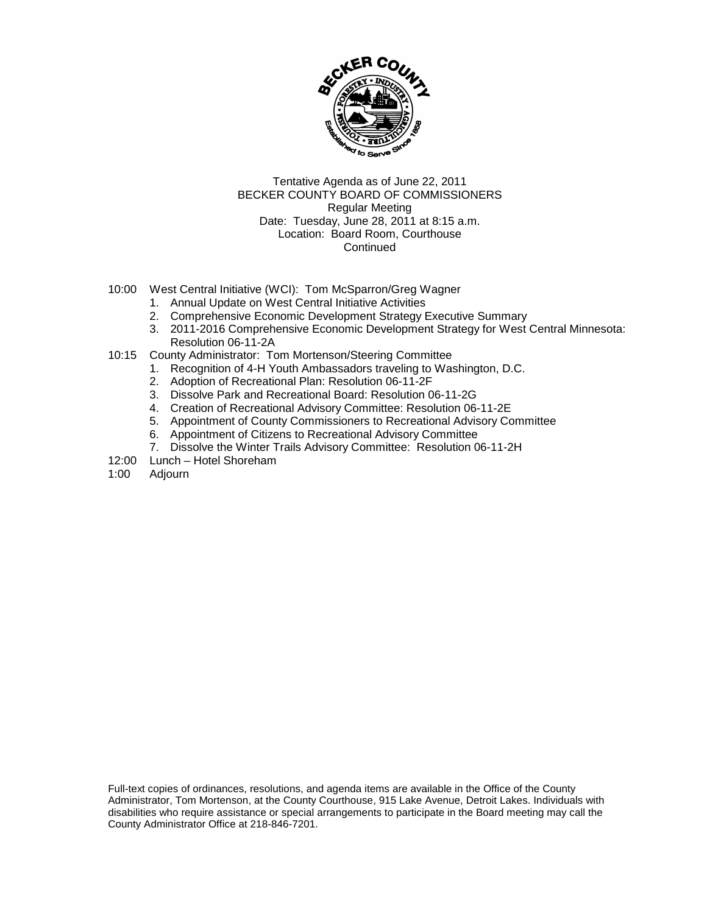Tentative Agenda as of June 22, 2011
BECKER COUNTY BOARD OF COMMISSIONERS
Regular Meeting
Date: Tuesday, June 28, 2011 at 8:15 a.m.
Location: Board Room, Courthouse
Continued

10:00 West Central Initiative (WCI): Tom McSparron/Greg Wagner

1. Annual Update on West Central Initiative Activities
2. Comprehensive Economic Development Strategy Executive Summary
3. 2011-2016 Comprehensive Economic Development Strategy for West Central Minnesota: Resolution 06-11-2A

10:15 County Administrator: Tom Mortenson/Steering Committee

1. Recognition of 4-H Youth Ambassadors traveling to Washington, D.C.
2. Adoption of Recreational Plan: Resolution 06-11-2F
3. Dissolve Park and Recreational Board: Resolution 06-11-2G
4. Creation of Recreational Advisory Committee: Resolution 06-11-2E
5. Appointment of County Commissioners to Recreational Advisory Committee
6. Appointment of Citizens to Recreational Advisory Committee
7. Dissolve the Winter Trails Advisory Committee: Resolution 06-11-2H

12:00 Lunch – Hotel Shoreham

1:00 Adjourn

Full-text copies of ordinances, resolutions, and agenda items are available in the Office of the County Administrator, Tom Mortenson, at the County Courthouse, 915 Lake Avenue, Detroit Lakes. Individuals with disabilities who require assistance or special arrangements to participate in the Board meeting may call the County Administrator Office at 218-846-7201.